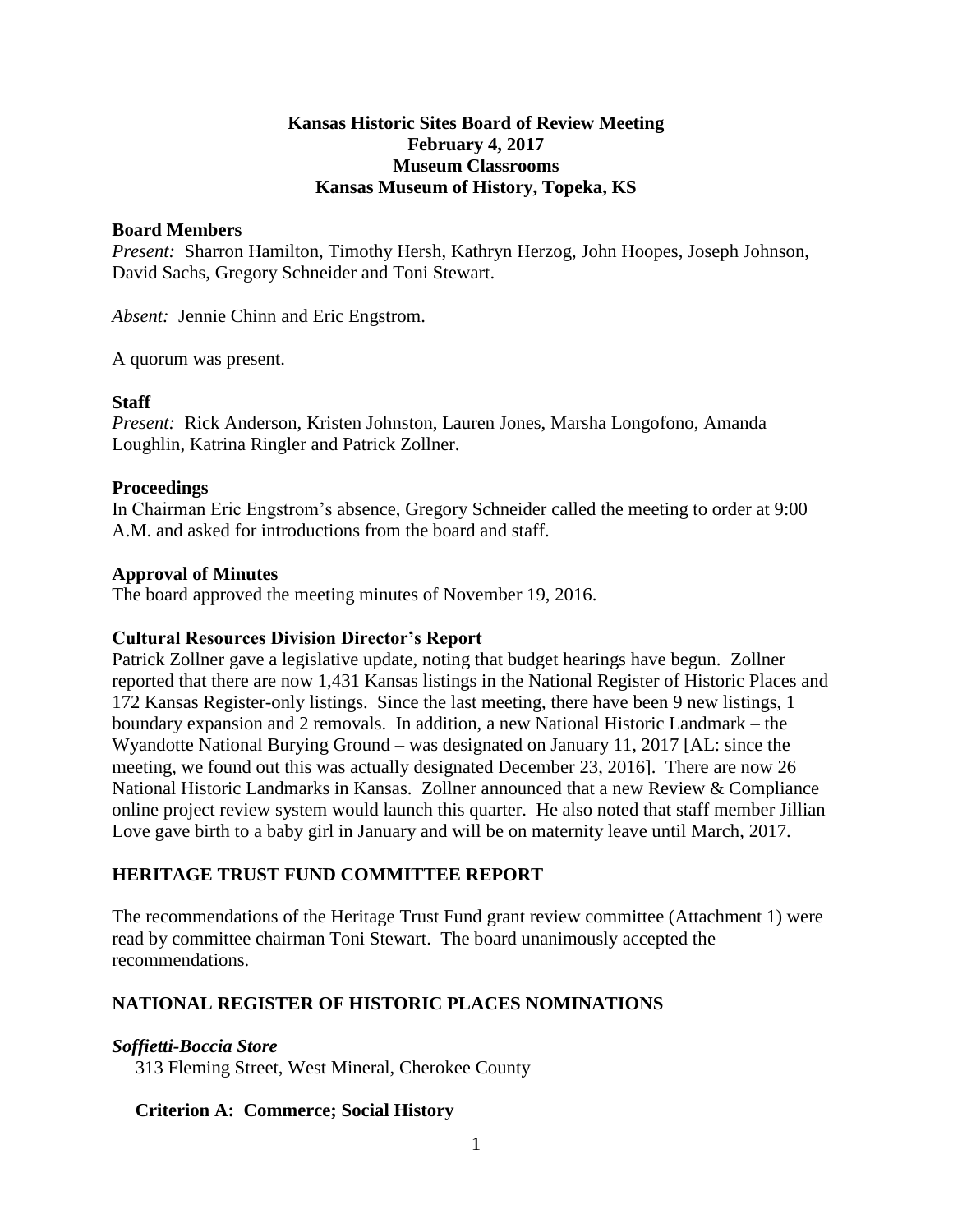# Kansas Historic Sites Board of Review Meeting
## February 4, 2017
## Museum Classrooms
## Kansas Museum of History, Topeka, KS

### Board Members

*Present:* Sharron Hamilton, Timothy Hersh, Kathryn Herzog, John Hoopes, Joseph Johnson, David Sachs, Gregory Schneider and Toni Stewart.

*Absent:* Jennie Chinn and Eric Engstrom.

A quorum was present.

### Staff

*Present:* Rick Anderson, Kristen Johnston, Lauren Jones, Marsha Longofono, Amanda Loughlin, Katrina Ringler and Patrick Zollner.

### Proceedings

In Chairman Eric Engstrom's absence, Gregory Schneider called the meeting to order at 9:00 A.M. and asked for introductions from the board and staff.

### Approval of Minutes

The board approved the meeting minutes of November 19, 2016.

### Cultural Resources Division Director's Report

Patrick Zollner gave a legislative update, noting that budget hearings have begun. Zollner reported that there are now 1,431 Kansas listings in the National Register of Historic Places and 172 Kansas Register-only listings. Since the last meeting, there have been 9 new listings, 1 boundary expansion and 2 removals. In addition, a new National Historic Landmark – the Wyandotte National Burying Ground – was designated on January 11, 2017 [AL: since the meeting, we found out this was actually designated December 23, 2016]. There are now 26 National Historic Landmarks in Kansas. Zollner announced that a new Review & Compliance online project review system would launch this quarter. He also noted that staff member Jillian Love gave birth to a baby girl in January and will be on maternity leave until March, 2017.

## HERITAGE TRUST FUND COMMITTEE REPORT

The recommendations of the Heritage Trust Fund grant review committee (Attachment 1) were read by committee chairman Toni Stewart. The board unanimously accepted the recommendations.

## NATIONAL REGISTER OF HISTORIC PLACES NOMINATIONS

### *Soffietti-Boccia Store*

313 Fleming Street, West Mineral, Cherokee County

**Criterion A: Commerce; Social History**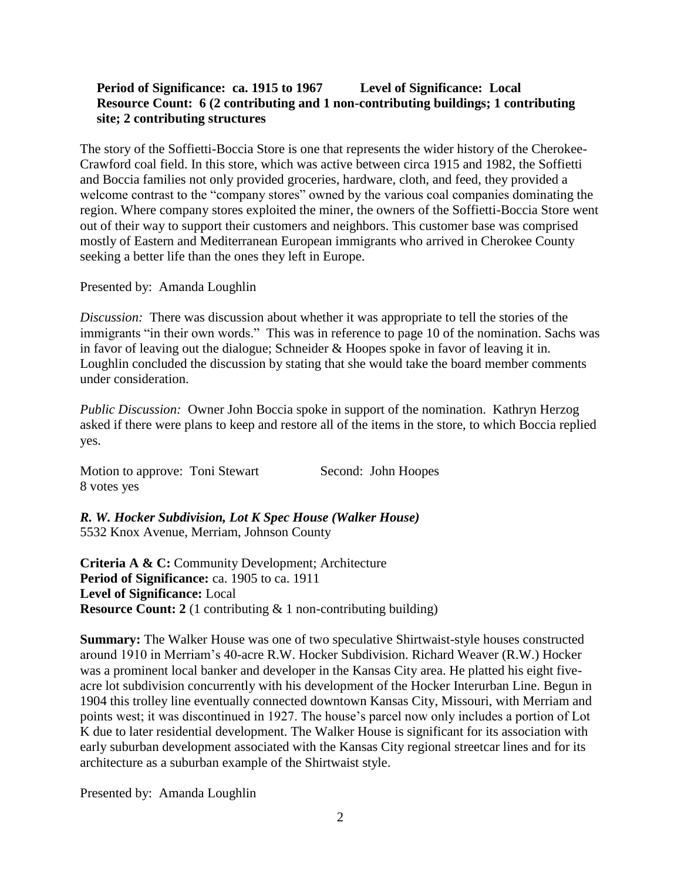**Period of Significance: ca. 1915 to 1967 Level of Significance: Local**
**Resource Count: 6 (2 contributing and 1 non-contributing buildings; 1 contributing site; 2 contributing structures**

The story of the Soffietti-Boccia Store is one that represents the wider history of the Cherokee-Crawford coal field. In this store, which was active between circa 1915 and 1982, the Soffietti and Boccia families not only provided groceries, hardware, cloth, and feed, they provided a welcome contrast to the "company stores" owned by the various coal companies dominating the region. Where company stores exploited the miner, the owners of the Soffietti-Boccia Store went out of their way to support their customers and neighbors. This customer base was comprised mostly of Eastern and Mediterranean European immigrants who arrived in Cherokee County seeking a better life than the ones they left in Europe.

Presented by: Amanda Loughlin

*Discussion:* There was discussion about whether it was appropriate to tell the stories of the immigrants "in their own words." This was in reference to page 10 of the nomination. Sachs was in favor of leaving out the dialogue; Schneider & Hoopes spoke in favor of leaving it in. Loughlin concluded the discussion by stating that she would take the board member comments under consideration.

*Public Discussion:* Owner John Boccia spoke in support of the nomination. Kathryn Herzog asked if there were plans to keep and restore all of the items in the store, to which Boccia replied yes.

Motion to approve: Toni Stewart Second: John Hoopes
8 votes yes

***R. W. Hocker Subdivision, Lot K Spec House (Walker House)***
5532 Knox Avenue, Merriam, Johnson County

**Criteria A & C:** Community Development; Architecture
**Period of Significance:** ca. 1905 to ca. 1911
**Level of Significance:** Local
**Resource Count: 2** (1 contributing & 1 non-contributing building)

**Summary:** The Walker House was one of two speculative Shirtwaist-style houses constructed around 1910 in Merriam's 40-acre R.W. Hocker Subdivision. Richard Weaver (R.W.) Hocker was a prominent local banker and developer in the Kansas City area. He platted his eight five-acre lot subdivision concurrently with his development of the Hocker Interurban Line. Begun in 1904 this trolley line eventually connected downtown Kansas City, Missouri, with Merriam and points west; it was discontinued in 1927. The house's parcel now only includes a portion of Lot K due to later residential development. The Walker House is significant for its association with early suburban development associated with the Kansas City regional streetcar lines and for its architecture as a suburban example of the Shirtwaist style.

Presented by: Amanda Loughlin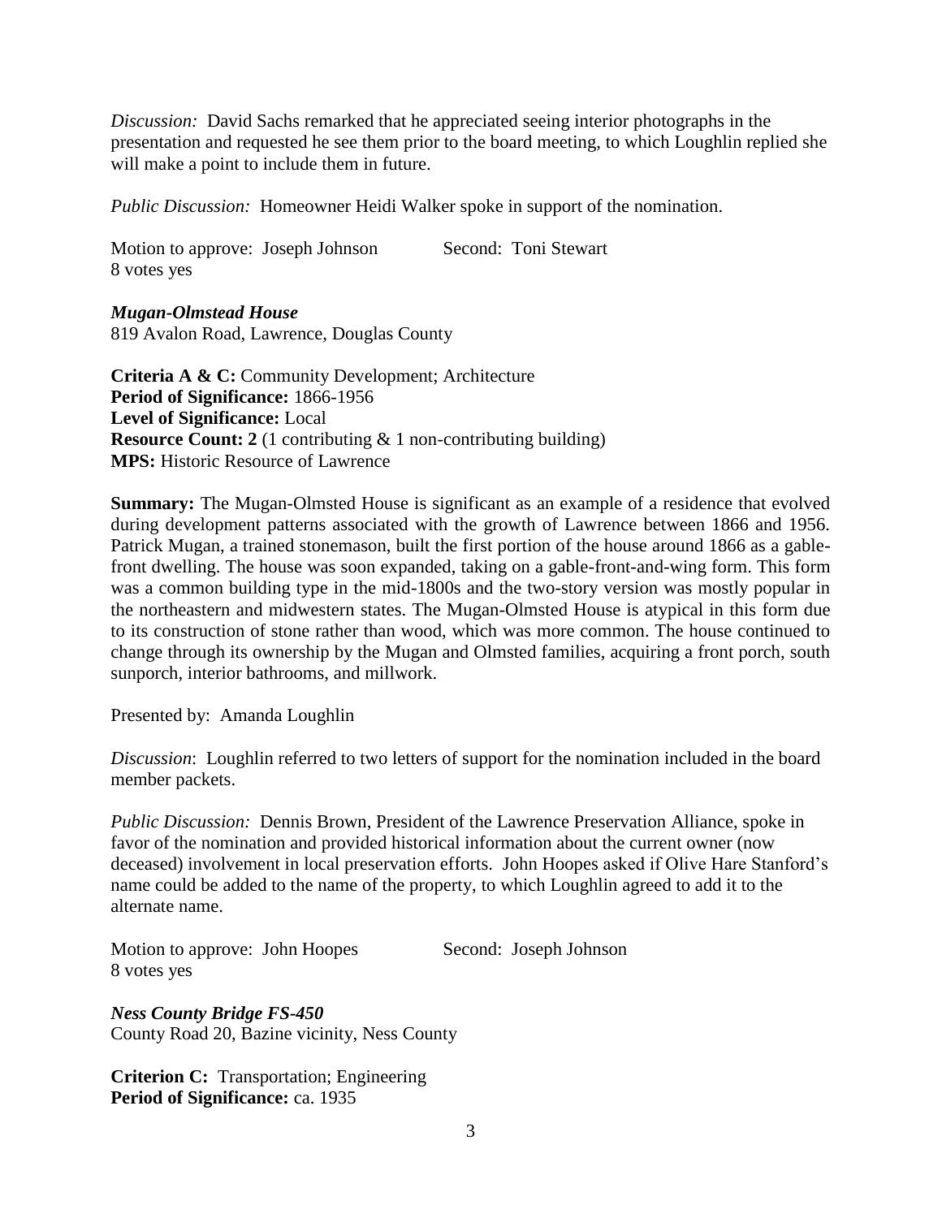*Discussion:* David Sachs remarked that he appreciated seeing interior photographs in the presentation and requested he see them prior to the board meeting, to which Loughlin replied she will make a point to include them in future.

*Public Discussion:* Homeowner Heidi Walker spoke in support of the nomination.

Motion to approve: Joseph Johnson Second: Toni Stewart
8 votes yes

***Mugan-Olmstead House***
819 Avalon Road, Lawrence, Douglas County

**Criteria A & C:** Community Development; Architecture
**Period of Significance:** 1866-1956
**Level of Significance:** Local
**Resource Count: 2** (1 contributing & 1 non-contributing building)
**MPS:** Historic Resource of Lawrence

**Summary:** The Mugan-Olmsted House is significant as an example of a residence that evolved during development patterns associated with the growth of Lawrence between 1866 and 1956. Patrick Mugan, a trained stonemason, built the first portion of the house around 1866 as a gable-front dwelling. The house was soon expanded, taking on a gable-front-and-wing form. This form was a common building type in the mid-1800s and the two-story version was mostly popular in the northeastern and midwestern states. The Mugan-Olmsted House is atypical in this form due to its construction of stone rather than wood, which was more common. The house continued to change through its ownership by the Mugan and Olmsted families, acquiring a front porch, south sunporch, interior bathrooms, and millwork.

Presented by: Amanda Loughlin

*Discussion*: Loughlin referred to two letters of support for the nomination included in the board member packets.

*Public Discussion:* Dennis Brown, President of the Lawrence Preservation Alliance, spoke in favor of the nomination and provided historical information about the current owner (now deceased) involvement in local preservation efforts. John Hoopes asked if Olive Hare Stanford's name could be added to the name of the property, to which Loughlin agreed to add it to the alternate name.

Motion to approve: John Hoopes Second: Joseph Johnson
8 votes yes

***Ness County Bridge FS-450***
County Road 20, Bazine vicinity, Ness County

**Criterion C:** Transportation; Engineering
**Period of Significance:** ca. 1935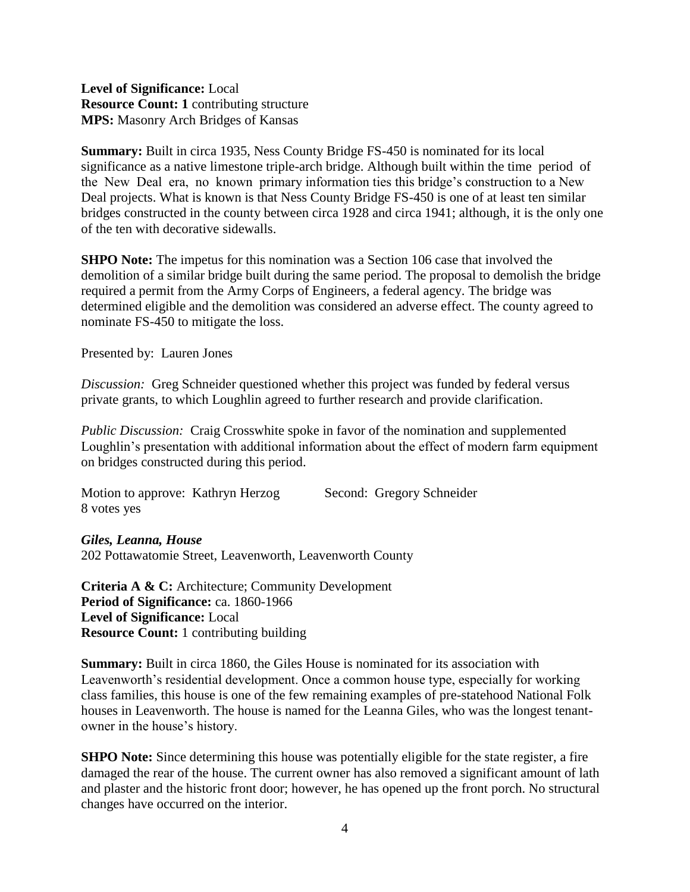**Level of Significance:** Local
**Resource Count: 1** contributing structure
**MPS:** Masonry Arch Bridges of Kansas

**Summary:** Built in circa 1935, Ness County Bridge FS-450 is nominated for its local significance as a native limestone triple-arch bridge. Although built within the time period of the New Deal era, no known primary information ties this bridge's construction to a New Deal projects. What is known is that Ness County Bridge FS-450 is one of at least ten similar bridges constructed in the county between circa 1928 and circa 1941; although, it is the only one of the ten with decorative sidewalls.

**SHPO Note:** The impetus for this nomination was a Section 106 case that involved the demolition of a similar bridge built during the same period. The proposal to demolish the bridge required a permit from the Army Corps of Engineers, a federal agency. The bridge was determined eligible and the demolition was considered an adverse effect. The county agreed to nominate FS-450 to mitigate the loss.

Presented by: Lauren Jones

*Discussion:* Greg Schneider questioned whether this project was funded by federal versus private grants, to which Loughlin agreed to further research and provide clarification.

*Public Discussion:* Craig Crosswhite spoke in favor of the nomination and supplemented Loughlin's presentation with additional information about the effect of modern farm equipment on bridges constructed during this period.

Motion to approve: Kathryn Herzog Second: Gregory Schneider
8 votes yes

***Giles, Leanna, House***
202 Pottawatomie Street, Leavenworth, Leavenworth County

**Criteria A & C:** Architecture; Community Development
**Period of Significance:** ca. 1860-1966
**Level of Significance:** Local
**Resource Count:** 1 contributing building

**Summary:** Built in circa 1860, the Giles House is nominated for its association with Leavenworth's residential development. Once a common house type, especially for working class families, this house is one of the few remaining examples of pre-statehood National Folk houses in Leavenworth. The house is named for the Leanna Giles, who was the longest tenant-owner in the house's history.

**SHPO Note:** Since determining this house was potentially eligible for the state register, a fire damaged the rear of the house. The current owner has also removed a significant amount of lath and plaster and the historic front door; however, he has opened up the front porch. No structural changes have occurred on the interior.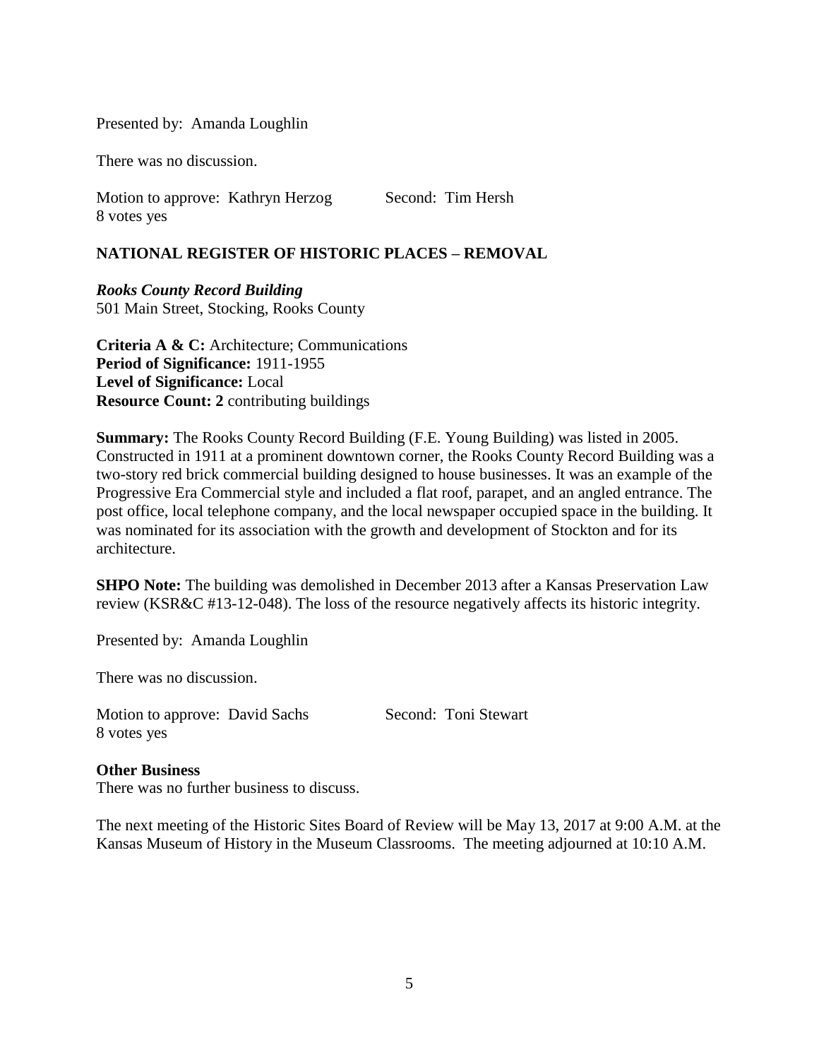Presented by: Amanda Loughlin

There was no discussion.

Motion to approve: Kathryn Herzog Second: Tim Hersh
8 votes yes

## NATIONAL REGISTER OF HISTORIC PLACES – REMOVAL

***Rooks County Record Building***
501 Main Street, Stocking, Rooks County

**Criteria A & C:** Architecture; Communications
**Period of Significance:** 1911-1955
**Level of Significance:** Local
**Resource Count: 2** contributing buildings

**Summary:** The Rooks County Record Building (F.E. Young Building) was listed in 2005. Constructed in 1911 at a prominent downtown corner, the Rooks County Record Building was a two-story red brick commercial building designed to house businesses. It was an example of the Progressive Era Commercial style and included a flat roof, parapet, and an angled entrance. The post office, local telephone company, and the local newspaper occupied space in the building. It was nominated for its association with the growth and development of Stockton and for its architecture.

**SHPO Note:** The building was demolished in December 2013 after a Kansas Preservation Law review (KSR&C #13-12-048). The loss of the resource negatively affects its historic integrity.

Presented by: Amanda Loughlin

There was no discussion.

Motion to approve: David Sachs Second: Toni Stewart
8 votes yes

**Other Business**
There was no further business to discuss.

The next meeting of the Historic Sites Board of Review will be May 13, 2017 at 9:00 A.M. at the Kansas Museum of History in the Museum Classrooms. The meeting adjourned at 10:10 A.M.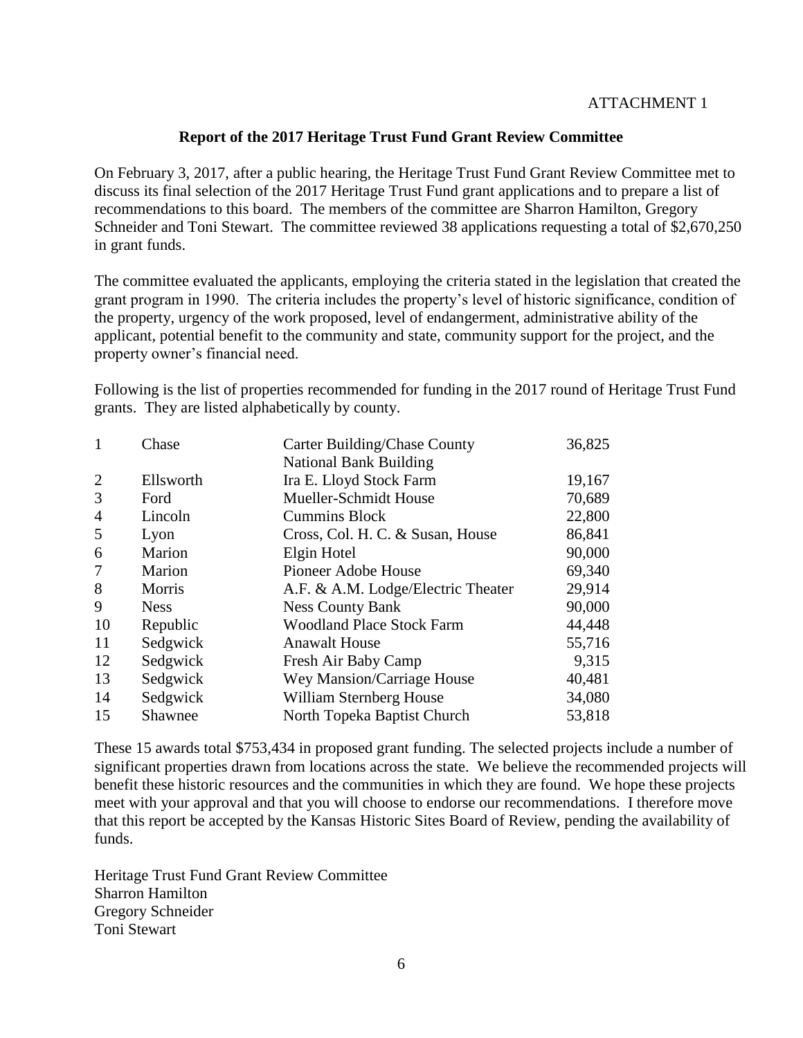ATTACHMENT 1

## Report of the 2017 Heritage Trust Fund Grant Review Committee

On February 3, 2017, after a public hearing, the Heritage Trust Fund Grant Review Committee met to discuss its final selection of the 2017 Heritage Trust Fund grant applications and to prepare a list of recommendations to this board. The members of the committee are Sharron Hamilton, Gregory Schneider and Toni Stewart. The committee reviewed 38 applications requesting a total of $2,670,250 in grant funds.

The committee evaluated the applicants, employing the criteria stated in the legislation that created the grant program in 1990. The criteria includes the property's level of historic significance, condition of the property, urgency of the work proposed, level of endangerment, administrative ability of the applicant, potential benefit to the community and state, community support for the project, and the property owner's financial need.

Following is the list of properties recommended for funding in the 2017 round of Heritage Trust Fund grants. They are listed alphabetically by county.

| | | | |
|---|---|---|---|
| 1 | Chase | Carter Building/Chase County National Bank Building | 36,825 |
| 2 | Ellsworth | Ira E. Lloyd Stock Farm | 19,167 |
| 3 | Ford | Mueller-Schmidt House | 70,689 |
| 4 | Lincoln | Cummins Block | 22,800 |
| 5 | Lyon | Cross, Col. H. C. & Susan, House | 86,841 |
| 6 | Marion | Elgin Hotel | 90,000 |
| 7 | Marion | Pioneer Adobe House | 69,340 |
| 8 | Morris | A.F. & A.M. Lodge/Electric Theater | 29,914 |
| 9 | Ness | Ness County Bank | 90,000 |
| 10 | Republic | Woodland Place Stock Farm | 44,448 |
| 11 | Sedgwick | Anawalt House | 55,716 |
| 12 | Sedgwick | Fresh Air Baby Camp | 9,315 |
| 13 | Sedgwick | Wey Mansion/Carriage House | 40,481 |
| 14 | Sedgwick | William Sternberg House | 34,080 |
| 15 | Shawnee | North Topeka Baptist Church | 53,818 |

These 15 awards total $753,434 in proposed grant funding. The selected projects include a number of significant properties drawn from locations across the state. We believe the recommended projects will benefit these historic resources and the communities in which they are found. We hope these projects meet with your approval and that you will choose to endorse our recommendations. I therefore move that this report be accepted by the Kansas Historic Sites Board of Review, pending the availability of funds.

Heritage Trust Fund Grant Review Committee
Sharron Hamilton
Gregory Schneider
Toni Stewart